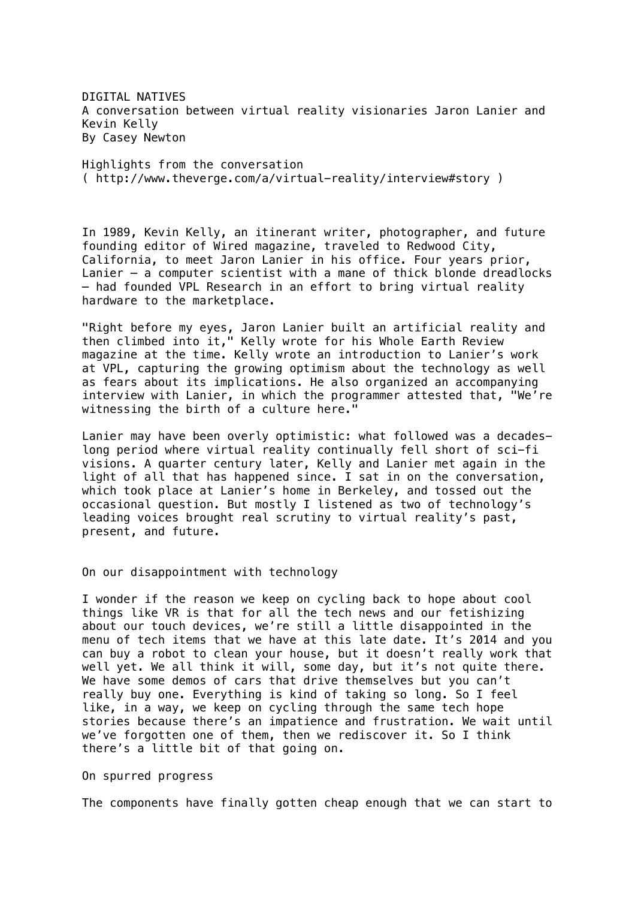# DIGITAL NATIVES

A conversation between virtual reality visionaries Jaron Lanier and Kevin Kelly

By Casey Newton

Highlights from the conversation
( http://www.theverge.com/a/virtual-reality/interview#story )

In 1989, Kevin Kelly, an itinerant writer, photographer, and future founding editor of Wired magazine, traveled to Redwood City, California, to meet Jaron Lanier in his office. Four years prior, Lanier — a computer scientist with a mane of thick blonde dreadlocks — had founded VPL Research in an effort to bring virtual reality hardware to the marketplace.

"Right before my eyes, Jaron Lanier built an artificial reality and then climbed into it," Kelly wrote for his Whole Earth Review magazine at the time. Kelly wrote an introduction to Lanier's work at VPL, capturing the growing optimism about the technology as well as fears about its implications. He also organized an accompanying interview with Lanier, in which the programmer attested that, "We're witnessing the birth of a culture here."

Lanier may have been overly optimistic: what followed was a decades-long period where virtual reality continually fell short of sci-fi visions. A quarter century later, Kelly and Lanier met again in the light of all that has happened since. I sat in on the conversation, which took place at Lanier's home in Berkeley, and tossed out the occasional question. But mostly I listened as two of technology's leading voices brought real scrutiny to virtual reality's past, present, and future.

## On our disappointment with technology

I wonder if the reason we keep on cycling back to hope about cool things like VR is that for all the tech news and our fetishizing about our touch devices, we're still a little disappointed in the menu of tech items that we have at this late date. It's 2014 and you can buy a robot to clean your house, but it doesn't really work that well yet. We all think it will, some day, but it's not quite there. We have some demos of cars that drive themselves but you can't really buy one. Everything is kind of taking so long. So I feel like, in a way, we keep on cycling through the same tech hope stories because there's an impatience and frustration. We wait until we've forgotten one of them, then we rediscover it. So I think there's a little bit of that going on.

## On spurred progress

The components have finally gotten cheap enough that we can start to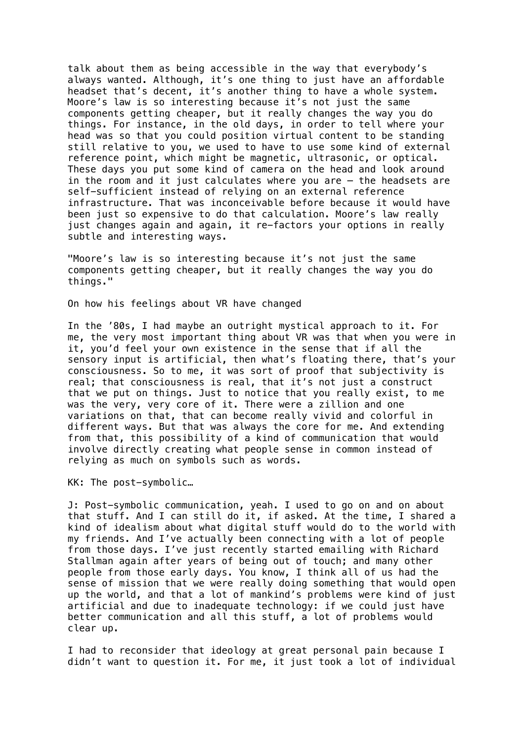talk about them as being accessible in the way that everybody's always wanted. Although, it's one thing to just have an affordable headset that's decent, it's another thing to have a whole system. Moore's law is so interesting because it's not just the same components getting cheaper, but it really changes the way you do things. For instance, in the old days, in order to tell where your head was so that you could position virtual content to be standing still relative to you, we used to have to use some kind of external reference point, which might be magnetic, ultrasonic, or optical. These days you put some kind of camera on the head and look around in the room and it just calculates where you are – the headsets are self-sufficient instead of relying on an external reference infrastructure. That was inconceivable before because it would have been just so expensive to do that calculation. Moore's law really just changes again and again, it re-factors your options in really subtle and interesting ways.

"Moore's law is so interesting because it's not just the same components getting cheaper, but it really changes the way you do things."

On how his feelings about VR have changed

In the '80s, I had maybe an outright mystical approach to it. For me, the very most important thing about VR was that when you were in it, you'd feel your own existence in the sense that if all the sensory input is artificial, then what's floating there, that's your consciousness. So to me, it was sort of proof that subjectivity is real; that consciousness is real, that it's not just a construct that we put on things. Just to notice that you really exist, to me was the very, very core of it. There were a zillion and one variations on that, that can become really vivid and colorful in different ways. But that was always the core for me. And extending from that, this possibility of a kind of communication that would involve directly creating what people sense in common instead of relying as much on symbols such as words.

KK: The post-symbolic…

J: Post-symbolic communication, yeah. I used to go on and on about that stuff. And I can still do it, if asked. At the time, I shared a kind of idealism about what digital stuff would do to the world with my friends. And I've actually been connecting with a lot of people from those days. I've just recently started emailing with Richard Stallman again after years of being out of touch; and many other people from those early days. You know, I think all of us had the sense of mission that we were really doing something that would open up the world, and that a lot of mankind's problems were kind of just artificial and due to inadequate technology: if we could just have better communication and all this stuff, a lot of problems would clear up.

I had to reconsider that ideology at great personal pain because I didn't want to question it. For me, it just took a lot of individual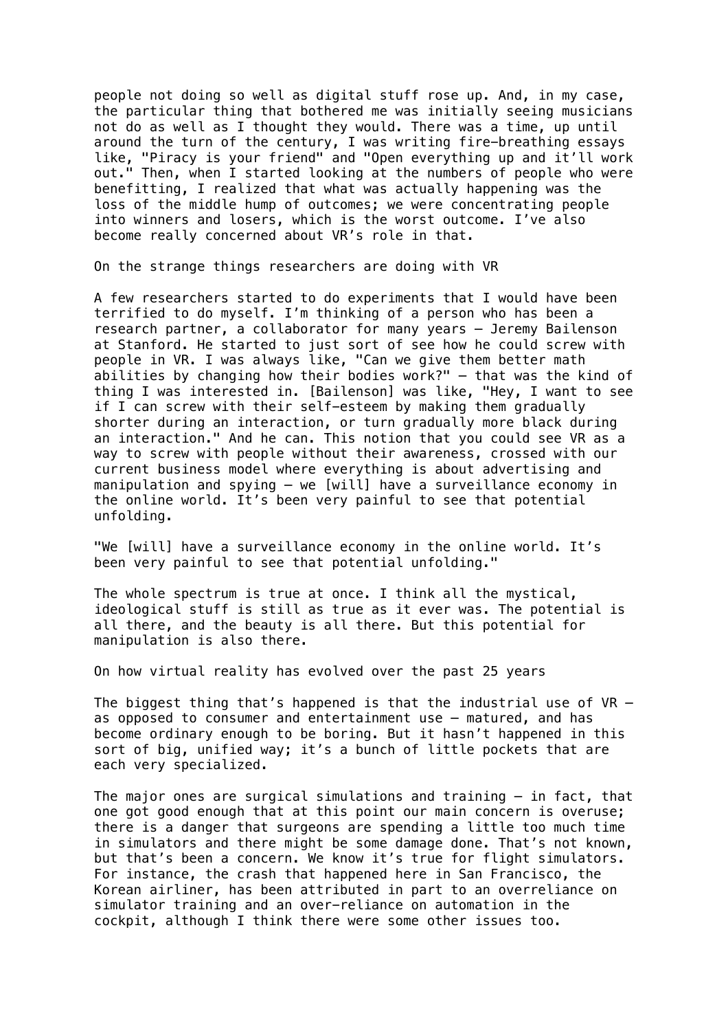people not doing so well as digital stuff rose up. And, in my case, the particular thing that bothered me was initially seeing musicians not do as well as I thought they would. There was a time, up until around the turn of the century, I was writing fire-breathing essays like, "Piracy is your friend" and "Open everything up and it'll work out." Then, when I started looking at the numbers of people who were benefitting, I realized that what was actually happening was the loss of the middle hump of outcomes; we were concentrating people into winners and losers, which is the worst outcome. I've also become really concerned about VR's role in that.

## On the strange things researchers are doing with VR

A few researchers started to do experiments that I would have been terrified to do myself. I'm thinking of a person who has been a research partner, a collaborator for many years – Jeremy Bailenson at Stanford. He started to just sort of see how he could screw with people in VR. I was always like, "Can we give them better math abilities by changing how their bodies work?" – that was the kind of thing I was interested in. [Bailenson] was like, "Hey, I want to see if I can screw with their self-esteem by making them gradually shorter during an interaction, or turn gradually more black during an interaction." And he can. This notion that you could see VR as a way to screw with people without their awareness, crossed with our current business model where everything is about advertising and manipulation and spying – we [will] have a surveillance economy in the online world. It's been very painful to see that potential unfolding.

"We [will] have a surveillance economy in the online world. It's been very painful to see that potential unfolding."

The whole spectrum is true at once. I think all the mystical, ideological stuff is still as true as it ever was. The potential is all there, and the beauty is all there. But this potential for manipulation is also there.

## On how virtual reality has evolved over the past 25 years

The biggest thing that's happened is that the industrial use of VR – as opposed to consumer and entertainment use – matured, and has become ordinary enough to be boring. But it hasn't happened in this sort of big, unified way; it's a bunch of little pockets that are each very specialized.

The major ones are surgical simulations and training – in fact, that one got good enough that at this point our main concern is overuse; there is a danger that surgeons are spending a little too much time in simulators and there might be some damage done. That's not known, but that's been a concern. We know it's true for flight simulators. For instance, the crash that happened here in San Francisco, the Korean airliner, has been attributed in part to an overreliance on simulator training and an over-reliance on automation in the cockpit, although I think there were some other issues too.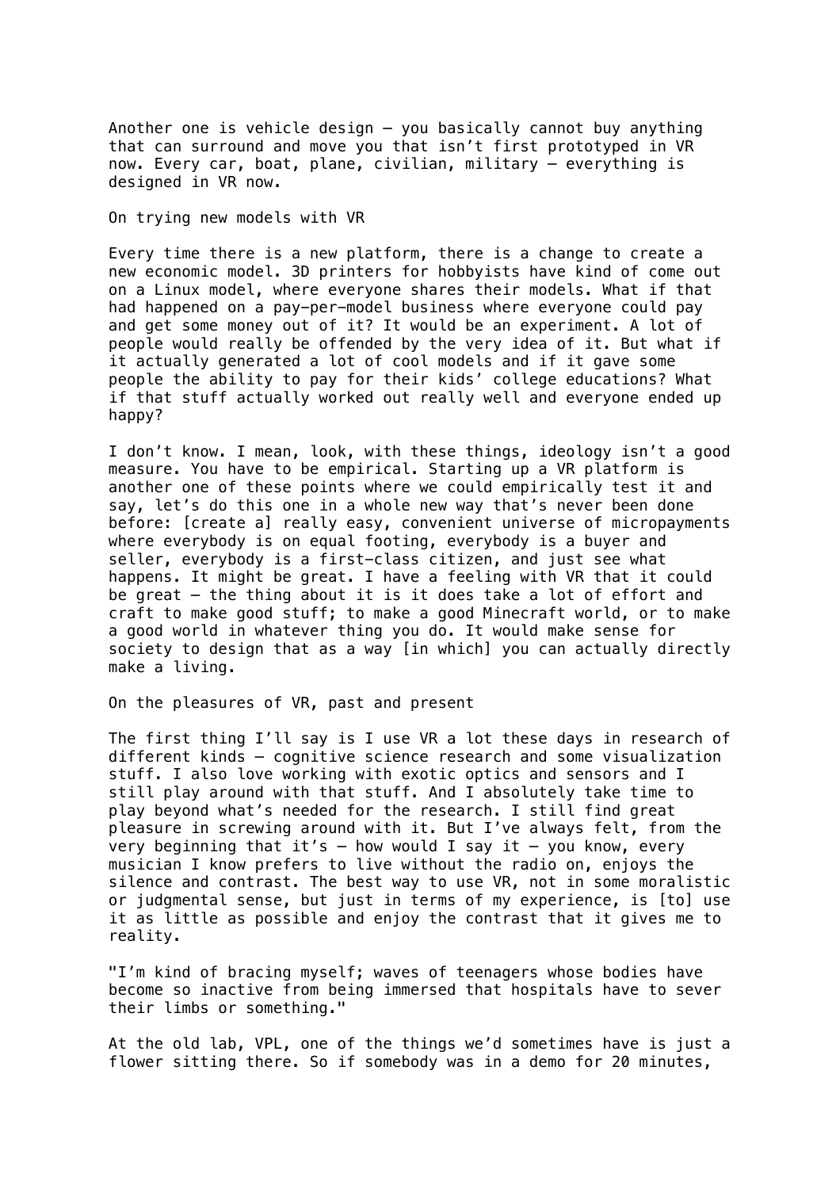Another one is vehicle design — you basically cannot buy anything that can surround and move you that isn't first prototyped in VR now. Every car, boat, plane, civilian, military — everything is designed in VR now.

## On trying new models with VR

Every time there is a new platform, there is a change to create a new economic model. 3D printers for hobbyists have kind of come out on a Linux model, where everyone shares their models. What if that had happened on a pay-per-model business where everyone could pay and get some money out of it? It would be an experiment. A lot of people would really be offended by the very idea of it. But what if it actually generated a lot of cool models and if it gave some people the ability to pay for their kids' college educations? What if that stuff actually worked out really well and everyone ended up happy?

I don't know. I mean, look, with these things, ideology isn't a good measure. You have to be empirical. Starting up a VR platform is another one of these points where we could empirically test it and say, let's do this one in a whole new way that's never been done before: [create a] really easy, convenient universe of micropayments where everybody is on equal footing, everybody is a buyer and seller, everybody is a first-class citizen, and just see what happens. It might be great. I have a feeling with VR that it could be great — the thing about it is it does take a lot of effort and craft to make good stuff; to make a good Minecraft world, or to make a good world in whatever thing you do. It would make sense for society to design that as a way [in which] you can actually directly make a living.

## On the pleasures of VR, past and present

The first thing I'll say is I use VR a lot these days in research of different kinds — cognitive science research and some visualization stuff. I also love working with exotic optics and sensors and I still play around with that stuff. And I absolutely take time to play beyond what's needed for the research. I still find great pleasure in screwing around with it. But I've always felt, from the very beginning that it's — how would I say it — you know, every musician I know prefers to live without the radio on, enjoys the silence and contrast. The best way to use VR, not in some moralistic or judgmental sense, but just in terms of my experience, is [to] use it as little as possible and enjoy the contrast that it gives me to reality.

"I'm kind of bracing myself; waves of teenagers whose bodies have become so inactive from being immersed that hospitals have to sever their limbs or something."

At the old lab, VPL, one of the things we'd sometimes have is just a flower sitting there. So if somebody was in a demo for 20 minutes,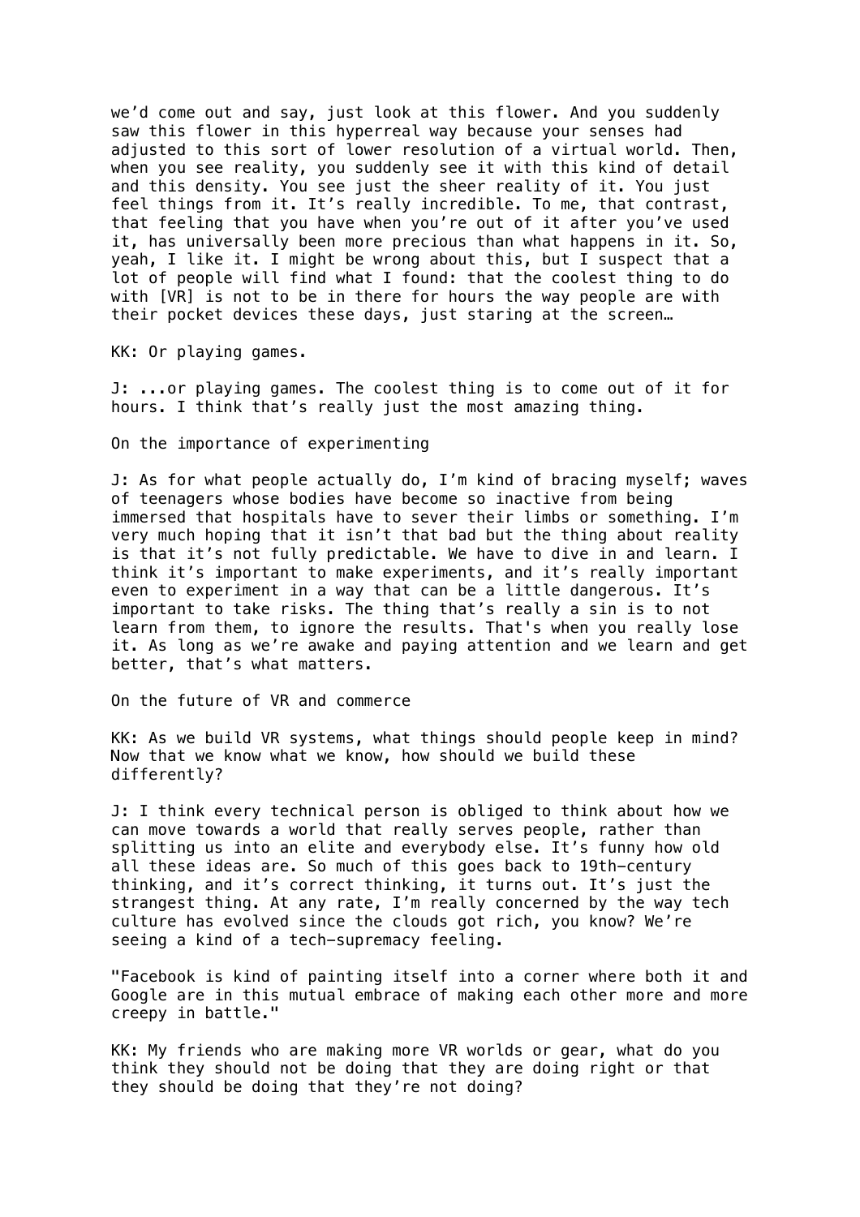we'd come out and say, just look at this flower. And you suddenly saw this flower in this hyperreal way because your senses had adjusted to this sort of lower resolution of a virtual world. Then, when you see reality, you suddenly see it with this kind of detail and this density. You see just the sheer reality of it. You just feel things from it. It's really incredible. To me, that contrast, that feeling that you have when you're out of it after you've used it, has universally been more precious than what happens in it. So, yeah, I like it. I might be wrong about this, but I suspect that a lot of people will find what I found: that the coolest thing to do with [VR] is not to be in there for hours the way people are with their pocket devices these days, just staring at the screen…

KK: Or playing games.

J: ...or playing games. The coolest thing is to come out of it for hours. I think that's really just the most amazing thing.

## On the importance of experimenting

J: As for what people actually do, I'm kind of bracing myself; waves of teenagers whose bodies have become so inactive from being immersed that hospitals have to sever their limbs or something. I'm very much hoping that it isn't that bad but the thing about reality is that it's not fully predictable. We have to dive in and learn. I think it's important to make experiments, and it's really important even to experiment in a way that can be a little dangerous. It's important to take risks. The thing that's really a sin is to not learn from them, to ignore the results. That's when you really lose it. As long as we're awake and paying attention and we learn and get better, that's what matters.

## On the future of VR and commerce

KK: As we build VR systems, what things should people keep in mind? Now that we know what we know, how should we build these differently?

J: I think every technical person is obliged to think about how we can move towards a world that really serves people, rather than splitting us into an elite and everybody else. It's funny how old all these ideas are. So much of this goes back to 19th-century thinking, and it's correct thinking, it turns out. It's just the strangest thing. At any rate, I'm really concerned by the way tech culture has evolved since the clouds got rich, you know? We're seeing a kind of a tech-supremacy feeling.

"Facebook is kind of painting itself into a corner where both it and Google are in this mutual embrace of making each other more and more creepy in battle."

KK: My friends who are making more VR worlds or gear, what do you think they should not be doing that they are doing right or that they should be doing that they're not doing?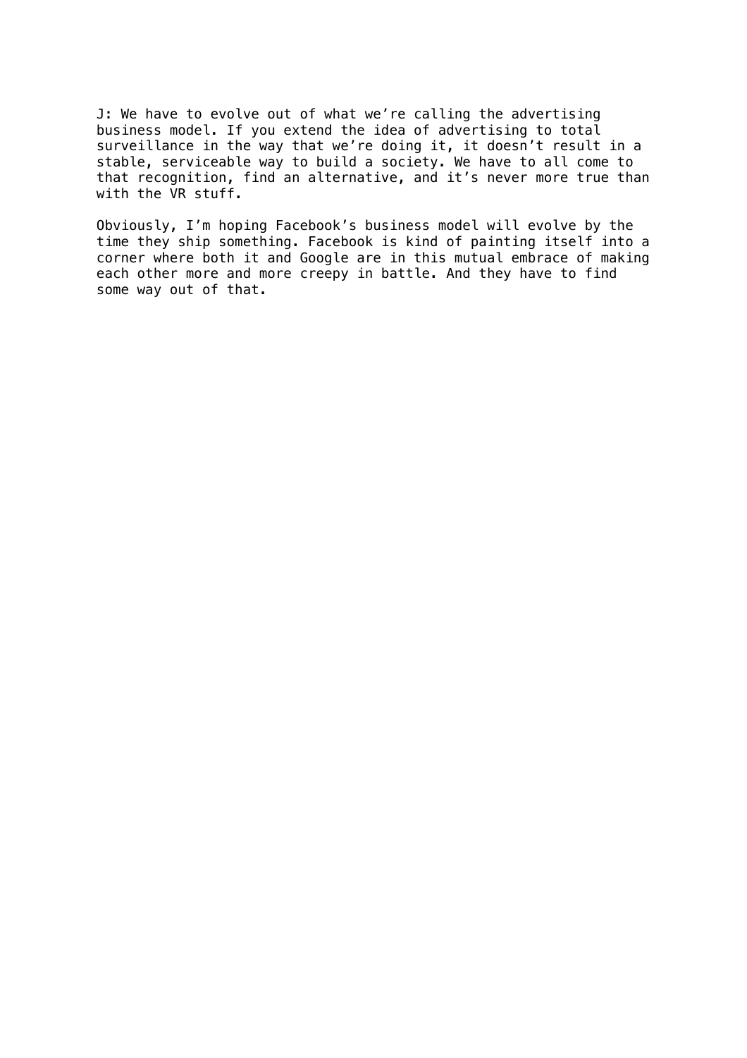J: We have to evolve out of what we're calling the advertising business model. If you extend the idea of advertising to total surveillance in the way that we're doing it, it doesn't result in a stable, serviceable way to build a society. We have to all come to that recognition, find an alternative, and it's never more true than with the VR stuff.

Obviously, I'm hoping Facebook's business model will evolve by the time they ship something. Facebook is kind of painting itself into a corner where both it and Google are in this mutual embrace of making each other more and more creepy in battle. And they have to find some way out of that.